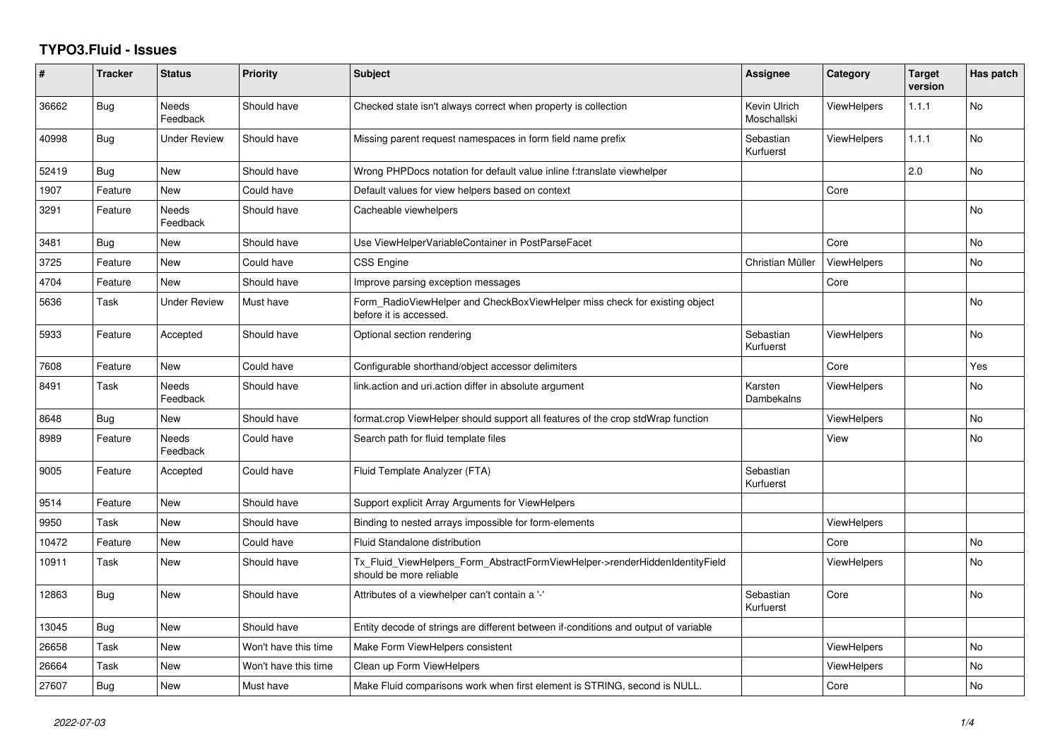# TYPO3.Fluid - Issues

| # | Tracker | Status | Priority | Subject | Assignee | Category | Target version | Has patch |
|---|---|---|---|---|---|---|---|---|
| 36662 | Bug | Needs Feedback | Should have | Checked state isn't always correct when property is collection | Kevin Ulrich Moschallski | ViewHelpers | 1.1.1 | No |
| 40998 | Bug | Under Review | Should have | Missing parent request namespaces in form field name prefix | Sebastian Kurfuerst | ViewHelpers | 1.1.1 | No |
| 52419 | Bug | New | Should have | Wrong PHPDocs notation for default value inline f:translate viewhelper | | | 2.0 | No |
| 1907 | Feature | New | Could have | Default values for view helpers based on context | | Core | | |
| 3291 | Feature | Needs Feedback | Should have | Cacheable viewhelpers | | | | No |
| 3481 | Bug | New | Should have | Use ViewHelperVariableContainer in PostParseFacet | | Core | | No |
| 3725 | Feature | New | Could have | CSS Engine | Christian Müller | ViewHelpers | | No |
| 4704 | Feature | New | Should have | Improve parsing exception messages | | Core | | |
| 5636 | Task | Under Review | Must have | Form_RadioViewHelper and CheckBoxViewHelper miss check for existing object before it is accessed. | | | | No |
| 5933 | Feature | Accepted | Should have | Optional section rendering | Sebastian Kurfuerst | ViewHelpers | | No |
| 7608 | Feature | New | Could have | Configurable shorthand/object accessor delimiters | | Core | | Yes |
| 8491 | Task | Needs Feedback | Should have | link.action and uri.action differ in absolute argument | Karsten Dambekalns | ViewHelpers | | No |
| 8648 | Bug | New | Should have | format.crop ViewHelper should support all features of the crop stdWrap function | | ViewHelpers | | No |
| 8989 | Feature | Needs Feedback | Could have | Search path for fluid template files | | View | | No |
| 9005 | Feature | Accepted | Could have | Fluid Template Analyzer (FTA) | Sebastian Kurfuerst | | | |
| 9514 | Feature | New | Should have | Support explicit Array Arguments for ViewHelpers | | | | |
| 9950 | Task | New | Should have | Binding to nested arrays impossible for form-elements | | ViewHelpers | | |
| 10472 | Feature | New | Could have | Fluid Standalone distribution | | Core | | No |
| 10911 | Task | New | Should have | Tx_Fluid_ViewHelpers_Form_AbstractFormViewHelper->renderHiddenIdentityField should be more reliable | | ViewHelpers | | No |
| 12863 | Bug | New | Should have | Attributes of a viewhelper can't contain a '-' | Sebastian Kurfuerst | Core | | No |
| 13045 | Bug | New | Should have | Entity decode of strings are different between if-conditions and output of variable | | | | |
| 26658 | Task | New | Won't have this time | Make Form ViewHelpers consistent | | ViewHelpers | | No |
| 26664 | Task | New | Won't have this time | Clean up Form ViewHelpers | | ViewHelpers | | No |
| 27607 | Bug | New | Must have | Make Fluid comparisons work when first element is STRING, second is NULL. | | Core | | No |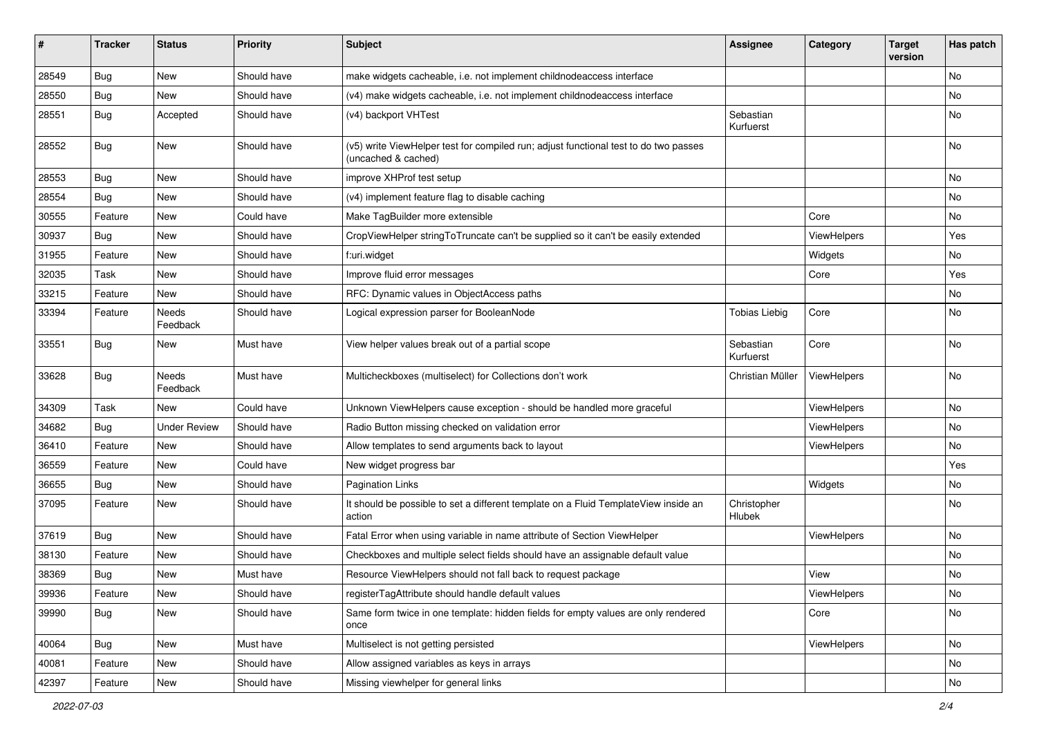| # | Tracker | Status | Priority | Subject | Assignee | Category | Target version | Has patch |
| --- | --- | --- | --- | --- | --- | --- | --- | --- |
| 28549 | Bug | New | Should have | make widgets cacheable, i.e. not implement childnodeaccess interface | | | | No |
| 28550 | Bug | New | Should have | (v4) make widgets cacheable, i.e. not implement childnodeaccess interface | | | | No |
| 28551 | Bug | Accepted | Should have | (v4) backport VHTest | Sebastian Kurfuerst | | | No |
| 28552 | Bug | New | Should have | (v5) write ViewHelper test for compiled run; adjust functional test to do two passes (uncached & cached) | | | | No |
| 28553 | Bug | New | Should have | improve XHProf test setup | | | | No |
| 28554 | Bug | New | Should have | (v4) implement feature flag to disable caching | | | | No |
| 30555 | Feature | New | Could have | Make TagBuilder more extensible | | Core | | No |
| 30937 | Bug | New | Should have | CropViewHelper stringToTruncate can't be supplied so it can't be easily extended | | ViewHelpers | | Yes |
| 31955 | Feature | New | Should have | f:uri.widget | | Widgets | | No |
| 32035 | Task | New | Should have | Improve fluid error messages | | Core | | Yes |
| 33215 | Feature | New | Should have | RFC: Dynamic values in ObjectAccess paths | | | | No |
| 33394 | Feature | Needs Feedback | Should have | Logical expression parser for BooleanNode | Tobias Liebig | Core | | No |
| 33551 | Bug | New | Must have | View helper values break out of a partial scope | Sebastian Kurfuerst | Core | | No |
| 33628 | Bug | Needs Feedback | Must have | Multicheckboxes (multiselect) for Collections don't work | Christian Müller | ViewHelpers | | No |
| 34309 | Task | New | Could have | Unknown ViewHelpers cause exception - should be handled more graceful | | ViewHelpers | | No |
| 34682 | Bug | Under Review | Should have | Radio Button missing checked on validation error | | ViewHelpers | | No |
| 36410 | Feature | New | Should have | Allow templates to send arguments back to layout | | ViewHelpers | | No |
| 36559 | Feature | New | Could have | New widget progress bar | | | | Yes |
| 36655 | Bug | New | Should have | Pagination Links | | Widgets | | No |
| 37095 | Feature | New | Should have | It should be possible to set a different template on a Fluid TemplateView inside an action | Christopher Hlubek | | | No |
| 37619 | Bug | New | Should have | Fatal Error when using variable in name attribute of Section ViewHelper | | ViewHelpers | | No |
| 38130 | Feature | New | Should have | Checkboxes and multiple select fields should have an assignable default value | | | | No |
| 38369 | Bug | New | Must have | Resource ViewHelpers should not fall back to request package | | View | | No |
| 39936 | Feature | New | Should have | registerTagAttribute should handle default values | | ViewHelpers | | No |
| 39990 | Bug | New | Should have | Same form twice in one template: hidden fields for empty values are only rendered once | | Core | | No |
| 40064 | Bug | New | Must have | Multiselect is not getting persisted | | ViewHelpers | | No |
| 40081 | Feature | New | Should have | Allow assigned variables as keys in arrays | | | | No |
| 42397 | Feature | New | Should have | Missing viewhelper for general links | | | | No |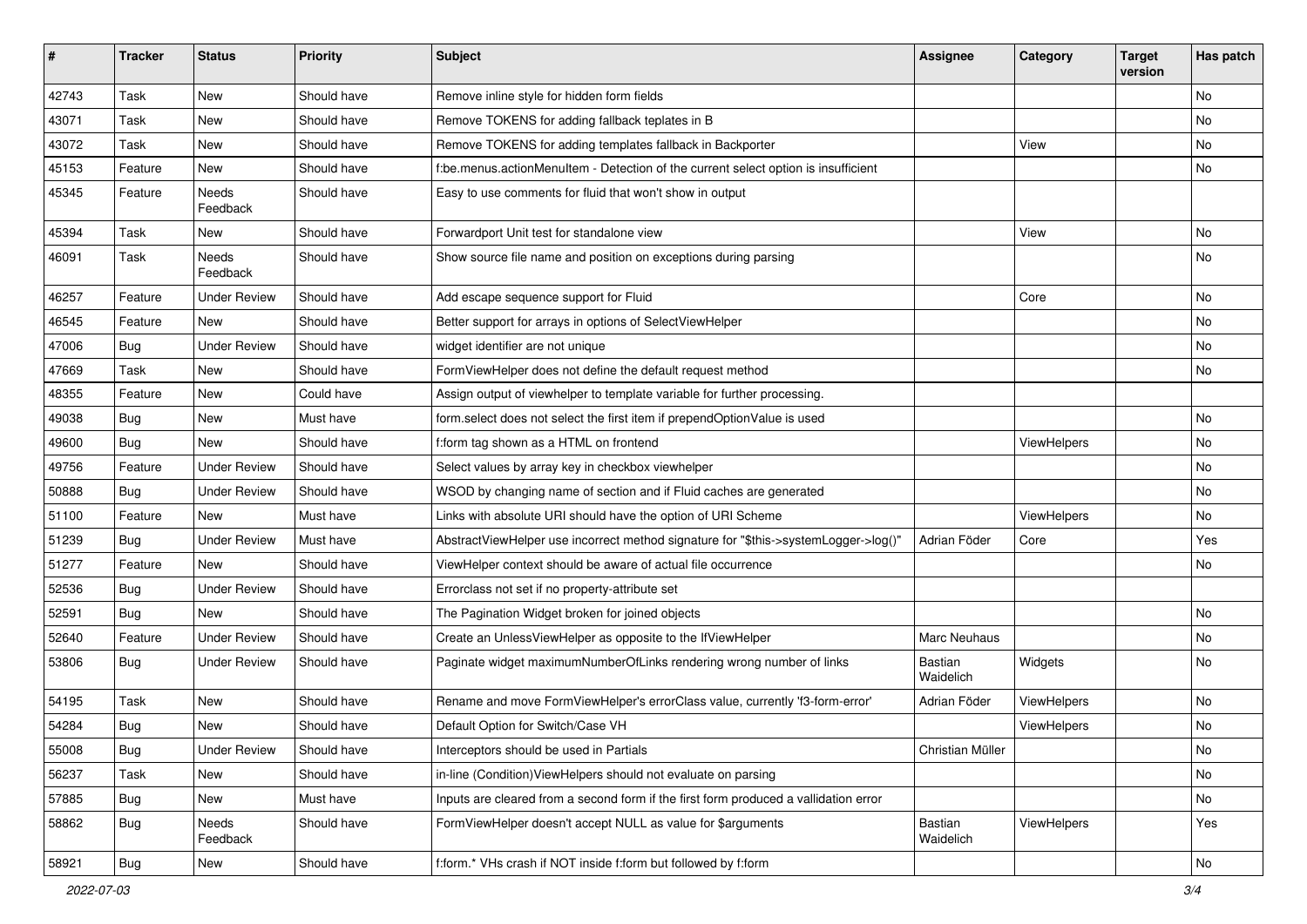| # | Tracker | Status | Priority | Subject | Assignee | Category | Target version | Has patch |
|---|---|---|---|---|---|---|---|---|
| 42743 | Task | New | Should have | Remove inline style for hidden form fields | | | | No |
| 43071 | Task | New | Should have | Remove TOKENS for adding fallback teplates in B | | | | No |
| 43072 | Task | New | Should have | Remove TOKENS for adding templates fallback in Backporter | | View | | No |
| 45153 | Feature | New | Should have | f:be.menus.actionMenuItem - Detection of the current select option is insufficient | | | | No |
| 45345 | Feature | Needs Feedback | Should have | Easy to use comments for fluid that won't show in output | | | | |
| 45394 | Task | New | Should have | Forwardport Unit test for standalone view | | View | | No |
| 46091 | Task | Needs Feedback | Should have | Show source file name and position on exceptions during parsing | | | | No |
| 46257 | Feature | Under Review | Should have | Add escape sequence support for Fluid | | Core | | No |
| 46545 | Feature | New | Should have | Better support for arrays in options of SelectViewHelper | | | | No |
| 47006 | Bug | Under Review | Should have | widget identifier are not unique | | | | No |
| 47669 | Task | New | Should have | FormViewHelper does not define the default request method | | | | No |
| 48355 | Feature | New | Could have | Assign output of viewhelper to template variable for further processing. | | | | |
| 49038 | Bug | New | Must have | form.select does not select the first item if prependOptionValue is used | | | | No |
| 49600 | Bug | New | Should have | f:form tag shown as a HTML on frontend | | ViewHelpers | | No |
| 49756 | Feature | Under Review | Should have | Select values by array key in checkbox viewhelper | | | | No |
| 50888 | Bug | Under Review | Should have | WSOD by changing name of section and if Fluid caches are generated | | | | No |
| 51100 | Feature | New | Must have | Links with absolute URI should have the option of URI Scheme | | ViewHelpers | | No |
| 51239 | Bug | Under Review | Must have | AbstractViewHelper use incorrect method signature for "$this->systemLogger->log()" | Adrian Föder | Core | | Yes |
| 51277 | Feature | New | Should have | ViewHelper context should be aware of actual file occurrence | | | | No |
| 52536 | Bug | Under Review | Should have | Errorclass not set if no property-attribute set | | | | |
| 52591 | Bug | New | Should have | The Pagination Widget broken for joined objects | | | | No |
| 52640 | Feature | Under Review | Should have | Create an UnlessViewHelper as opposite to the IfViewHelper | Marc Neuhaus | | | No |
| 53806 | Bug | Under Review | Should have | Paginate widget maximumNumberOfLinks rendering wrong number of links | Bastian Waidelich | Widgets | | No |
| 54195 | Task | New | Should have | Rename and move FormViewHelper's errorClass value, currently 'f3-form-error' | Adrian Föder | ViewHelpers | | No |
| 54284 | Bug | New | Should have | Default Option for Switch/Case VH | | ViewHelpers | | No |
| 55008 | Bug | Under Review | Should have | Interceptors should be used in Partials | Christian Müller | | | No |
| 56237 | Task | New | Should have | in-line (Condition)ViewHelpers should not evaluate on parsing | | | | No |
| 57885 | Bug | New | Must have | Inputs are cleared from a second form if the first form produced a vallidation error | | | | No |
| 58862 | Bug | Needs Feedback | Should have | FormViewHelper doesn't accept NULL as value for $arguments | Bastian Waidelich | ViewHelpers | | Yes |
| 58921 | Bug | New | Should have | f:form.* VHs crash if NOT inside f:form but followed by f:form | | | | No |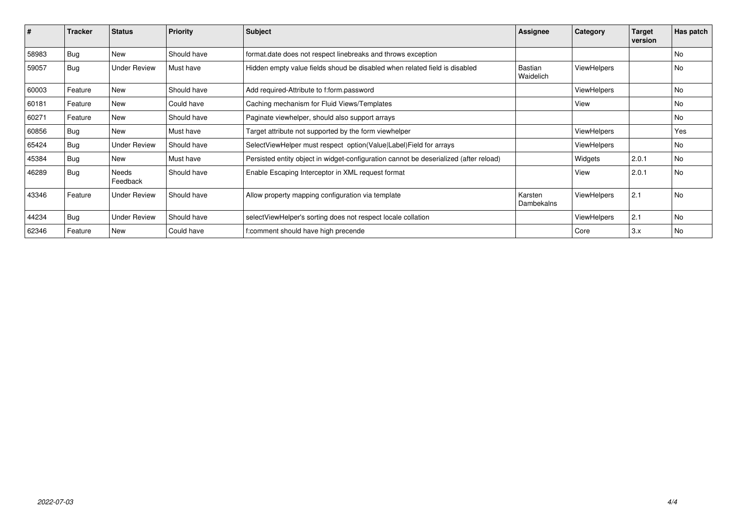| # | Tracker | Status | Priority | Subject | Assignee | Category | Target version | Has patch |
|---|---|---|---|---|---|---|---|---|
| 58983 | Bug | New | Should have | format.date does not respect linebreaks and throws exception | | | | No |
| 59057 | Bug | Under Review | Must have | Hidden empty value fields shoud be disabled when related field is disabled | Bastian Waidelich | ViewHelpers | | No |
| 60003 | Feature | New | Should have | Add required-Attribute to f:form.password | | ViewHelpers | | No |
| 60181 | Feature | New | Could have | Caching mechanism for Fluid Views/Templates | | View | | No |
| 60271 | Feature | New | Should have | Paginate viewhelper, should also support arrays | | | | No |
| 60856 | Bug | New | Must have | Target attribute not supported by the form viewhelper | | ViewHelpers | | Yes |
| 65424 | Bug | Under Review | Should have | SelectViewHelper must respect option(Value\|Label)Field for arrays | | ViewHelpers | | No |
| 45384 | Bug | New | Must have | Persisted entity object in widget-configuration cannot be deserialized (after reload) | | Widgets | 2.0.1 | No |
| 46289 | Bug | Needs Feedback | Should have | Enable Escaping Interceptor in XML request format | | View | 2.0.1 | No |
| 43346 | Feature | Under Review | Should have | Allow property mapping configuration via template | Karsten Dambekalns | ViewHelpers | 2.1 | No |
| 44234 | Bug | Under Review | Should have | selectViewHelper's sorting does not respect locale collation | | ViewHelpers | 2.1 | No |
| 62346 | Feature | New | Could have | f:comment should have high precende | | Core | 3.x | No |

2022-07-03